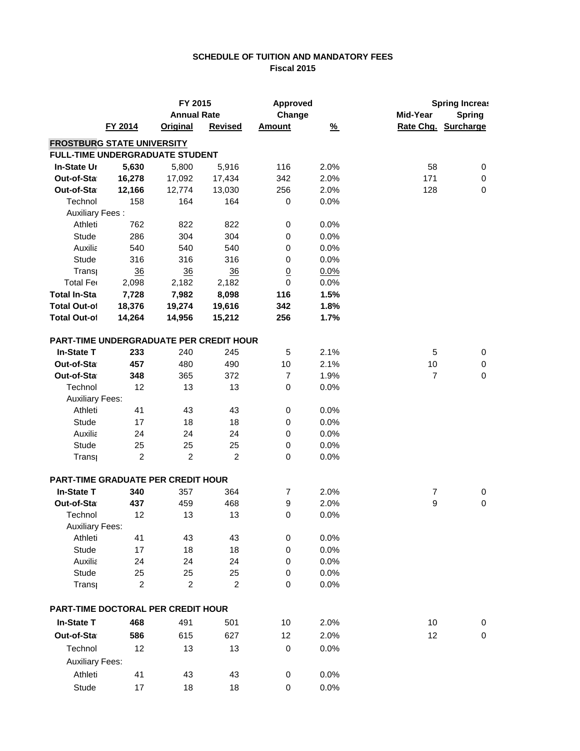# SCHEDULE OF TUITION AND MANDATORY FEES
## Fiscal 2015

| | FY 2014 | FY 2015 Annual Rate Original | FY 2015 Annual Rate Revised | Approved Change Amount | % | Spring Increase Mid-Year Rate Chg. | Spring Increase Spring Surcharge |
|---|---|---|---|---|---|---|---|
| **FROSTBURG STATE UNIVERSITY** | | | | | | | |
| **FULL-TIME UNDERGRADUATE STUDENT** | | | | | | | |
| **In-State Ur** | **5,630** | 5,800 | 5,916 | 116 | 2.0% | 58 | 0 |
| **Out-of-Sta** | **16,278** | 17,092 | 17,434 | 342 | 2.0% | 171 | 0 |
| **Out-of-Sta** | **12,166** | 12,774 | 13,030 | 256 | 2.0% | 128 | 0 |
| Technol | 158 | 164 | 164 | 0 | 0.0% | | |
| Auxiliary Fees : | | | | | | | |
| Athleti | 762 | 822 | 822 | 0 | 0.0% | | |
| Stude | 286 | 304 | 304 | 0 | 0.0% | | |
| Auxilia | 540 | 540 | 540 | 0 | 0.0% | | |
| Stude | 316 | 316 | 316 | 0 | 0.0% | | |
| Transp | 36 | 36 | 36 | 0 | 0.0% | | |
| Total Fee | 2,098 | 2,182 | 2,182 | 0 | 0.0% | | |
| **Total In-Sta** | **7,728** | **7,982** | **8,098** | **116** | **1.5%** | | |
| **Total Out-of** | **18,376** | **19,274** | **19,616** | **342** | **1.8%** | | |
| **Total Out-of** | **14,264** | **14,956** | **15,212** | **256** | **1.7%** | | |
| **PART-TIME UNDERGRADUATE PER CREDIT HOUR** | | | | | | | |
| **In-State T** | **233** | 240 | 245 | 5 | 2.1% | 5 | 0 |
| **Out-of-Sta** | **457** | 480 | 490 | 10 | 2.1% | 10 | 0 |
| **Out-of-Sta** | **348** | 365 | 372 | 7 | 1.9% | 7 | 0 |
| Technol | 12 | 13 | 13 | 0 | 0.0% | | |
| Auxiliary Fees: | | | | | | | |
| Athleti | 41 | 43 | 43 | 0 | 0.0% | | |
| Stude | 17 | 18 | 18 | 0 | 0.0% | | |
| Auxilia | 24 | 24 | 24 | 0 | 0.0% | | |
| Stude | 25 | 25 | 25 | 0 | 0.0% | | |
| Transp | 2 | 2 | 2 | 0 | 0.0% | | |
| **PART-TIME GRADUATE PER CREDIT HOUR** | | | | | | | |
| **In-State T** | **340** | 357 | 364 | 7 | 2.0% | 7 | 0 |
| **Out-of-Sta** | **437** | 459 | 468 | 9 | 2.0% | 9 | 0 |
| Technol | 12 | 13 | 13 | 0 | 0.0% | | |
| Auxiliary Fees: | | | | | | | |
| Athleti | 41 | 43 | 43 | 0 | 0.0% | | |
| Stude | 17 | 18 | 18 | 0 | 0.0% | | |
| Auxilia | 24 | 24 | 24 | 0 | 0.0% | | |
| Stude | 25 | 25 | 25 | 0 | 0.0% | | |
| Transp | 2 | 2 | 2 | 0 | 0.0% | | |
| **PART-TIME DOCTORAL PER CREDIT HOUR** | | | | | | | |
| **In-State T** | **468** | 491 | 501 | 10 | 2.0% | 10 | 0 |
| **Out-of-Sta** | **586** | 615 | 627 | 12 | 2.0% | 12 | 0 |
| Technol | 12 | 13 | 13 | 0 | 0.0% | | |
| Auxiliary Fees: | | | | | | | |
| Athleti | 41 | 43 | 43 | 0 | 0.0% | | |
| Stude | 17 | 18 | 18 | 0 | 0.0% | | |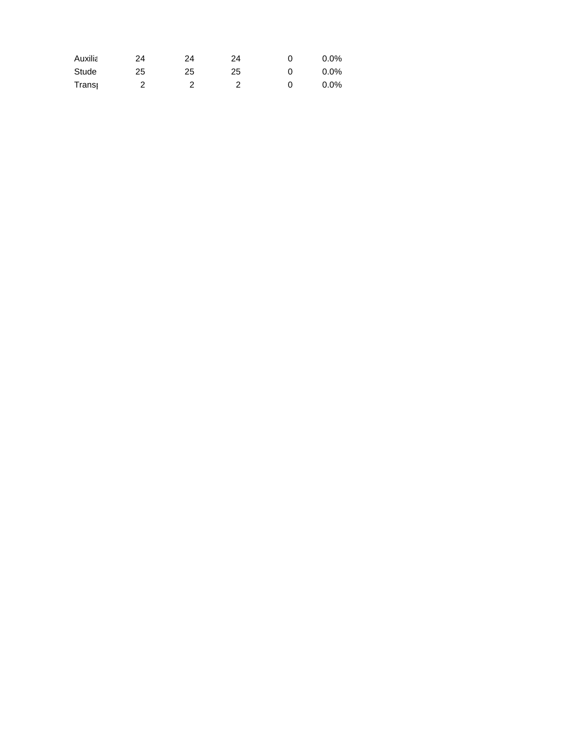| | | | | | |
|---|---|---|---|---|---|
| Auxilia | 24 | 24 | 24 | 0 | 0.0% |
| Stude | 25 | 25 | 25 | 0 | 0.0% |
| Transp | 2 | 2 | 2 | 0 | 0.0% |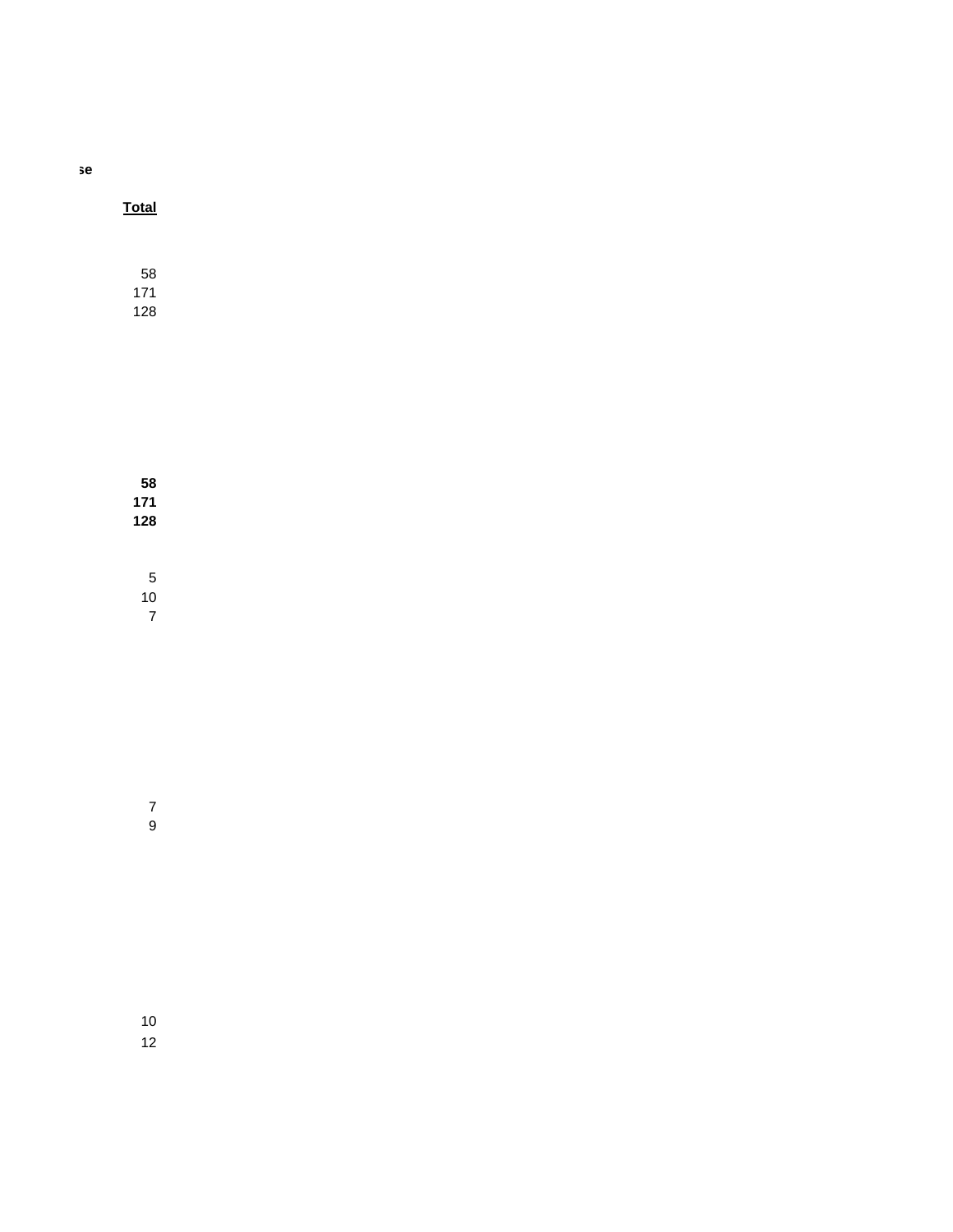se

| Total |
|---|
| |
| 58 |
| 171 |
| 128 |
| |
| **58** |
| **171** |
| **128** |
| |
| 5 |
| 10 |
| 7 |
| |
| 7 |
| 9 |
| |
| 10 |
| 12 |